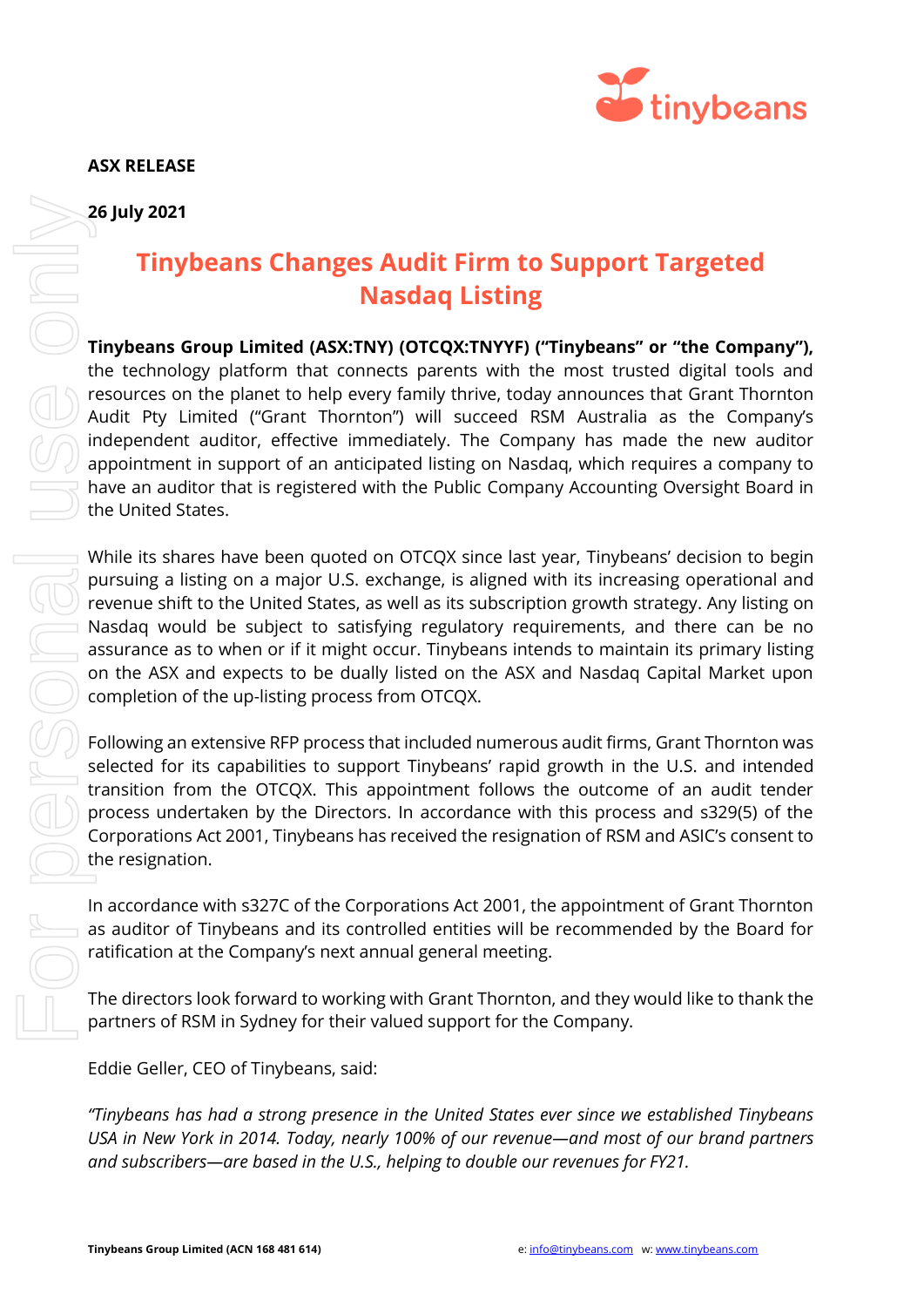**ASX RELEASE**

**26 July 2021**

# Tinybeans Changes Audit Firm to Support Targeted Nasdaq Listing

**Tinybeans Group Limited (ASX:TNY) (OTCQX:TNYYF) ("Tinybeans" or "the Company"),** the technology platform that connects parents with the most trusted digital tools and resources on the planet to help every family thrive, today announces that Grant Thornton Audit Pty Limited ("Grant Thornton") will succeed RSM Australia as the Company's independent auditor, effective immediately. The Company has made the new auditor appointment in support of an anticipated listing on Nasdaq, which requires a company to have an auditor that is registered with the Public Company Accounting Oversight Board in the United States.

While its shares have been quoted on OTCQX since last year, Tinybeans' decision to begin pursuing a listing on a major U.S. exchange, is aligned with its increasing operational and revenue shift to the United States, as well as its subscription growth strategy. Any listing on Nasdaq would be subject to satisfying regulatory requirements, and there can be no assurance as to when or if it might occur. Tinybeans intends to maintain its primary listing on the ASX and expects to be dually listed on the ASX and Nasdaq Capital Market upon completion of the up-listing process from OTCQX.

Following an extensive RFP process that included numerous audit firms, Grant Thornton was selected for its capabilities to support Tinybeans' rapid growth in the U.S. and intended transition from the OTCQX. This appointment follows the outcome of an audit tender process undertaken by the Directors. In accordance with this process and s329(5) of the Corporations Act 2001, Tinybeans has received the resignation of RSM and ASIC's consent to the resignation.

In accordance with s327C of the Corporations Act 2001, the appointment of Grant Thornton as auditor of Tinybeans and its controlled entities will be recommended by the Board for ratification at the Company's next annual general meeting.

The directors look forward to working with Grant Thornton, and they would like to thank the partners of RSM in Sydney for their valued support for the Company.

Eddie Geller, CEO of Tinybeans, said:

*"Tinybeans has had a strong presence in the United States ever since we established Tinybeans USA in New York in 2014. Today, nearly 100% of our revenue—and most of our brand partners and subscribers—are based in the U.S., helping to double our revenues for FY21.*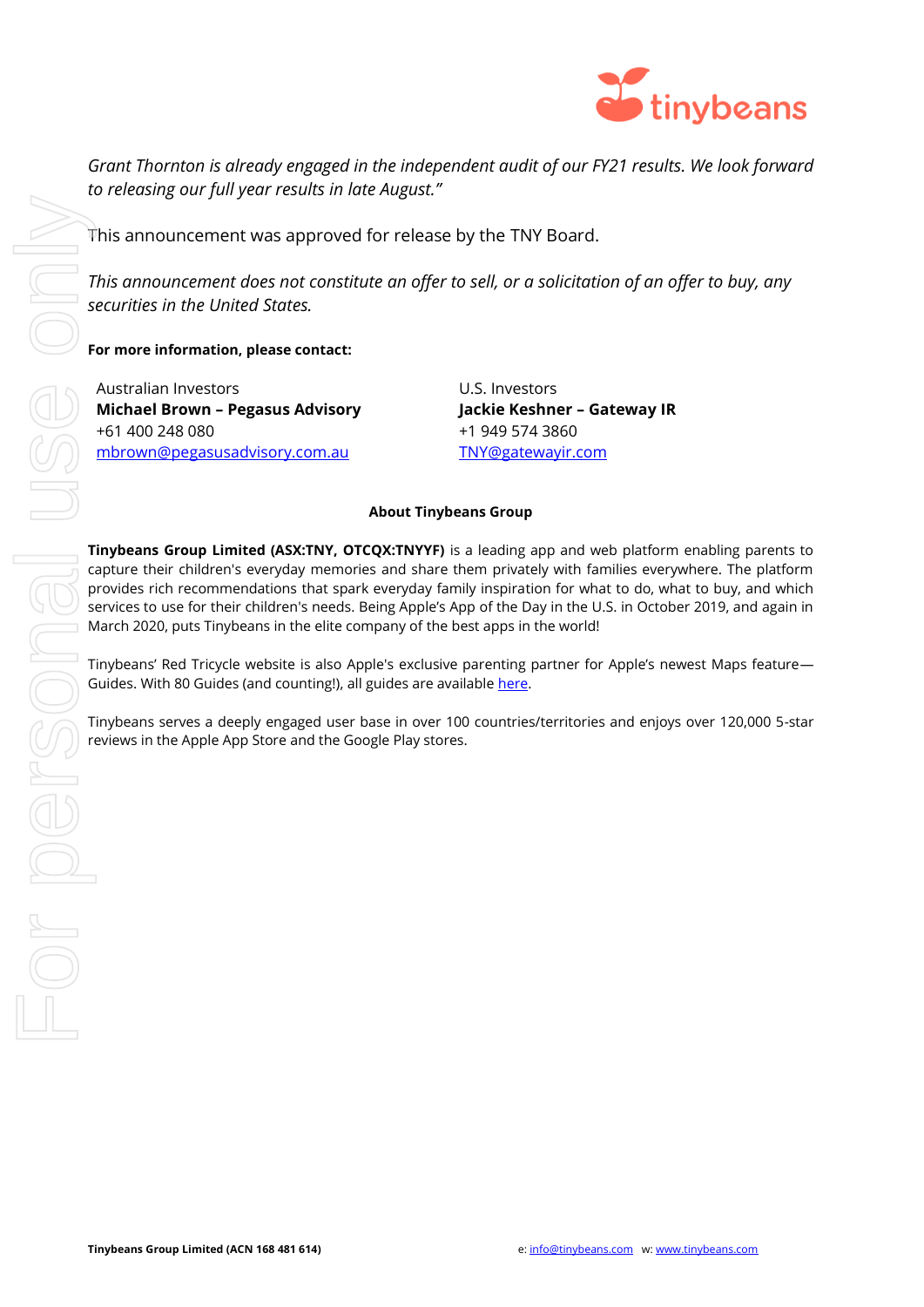*Grant Thornton is already engaged in the independent audit of our FY21 results. We look forward to releasing our full year results in late August."*

This announcement was approved for release by the TNY Board.

*This announcement does not constitute an offer to sell, or a solicitation of an offer to buy, any securities in the United States.*

**For more information, please contact:**

Australian Investors
**Michael Brown – Pegasus Advisory**
+61 400 248 080
mbrown@pegasusadvisory.com.au

U.S. Investors
**Jackie Keshner – Gateway IR**
+1 949 574 3860
TNY@gatewayir.com

**About Tinybeans Group**

**Tinybeans Group Limited (ASX:TNY, OTCQX:TNYYF)** is a leading app and web platform enabling parents to capture their children's everyday memories and share them privately with families everywhere. The platform provides rich recommendations that spark everyday family inspiration for what to do, what to buy, and which services to use for their children's needs. Being Apple's App of the Day in the U.S. in October 2019, and again in March 2020, puts Tinybeans in the elite company of the best apps in the world!

Tinybeans' Red Tricycle website is also Apple's exclusive parenting partner for Apple's newest Maps feature—Guides. With 80 Guides (and counting!), all guides are available here.

Tinybeans serves a deeply engaged user base in over 100 countries/territories and enjoys over 120,000 5-star reviews in the Apple App Store and the Google Play stores.